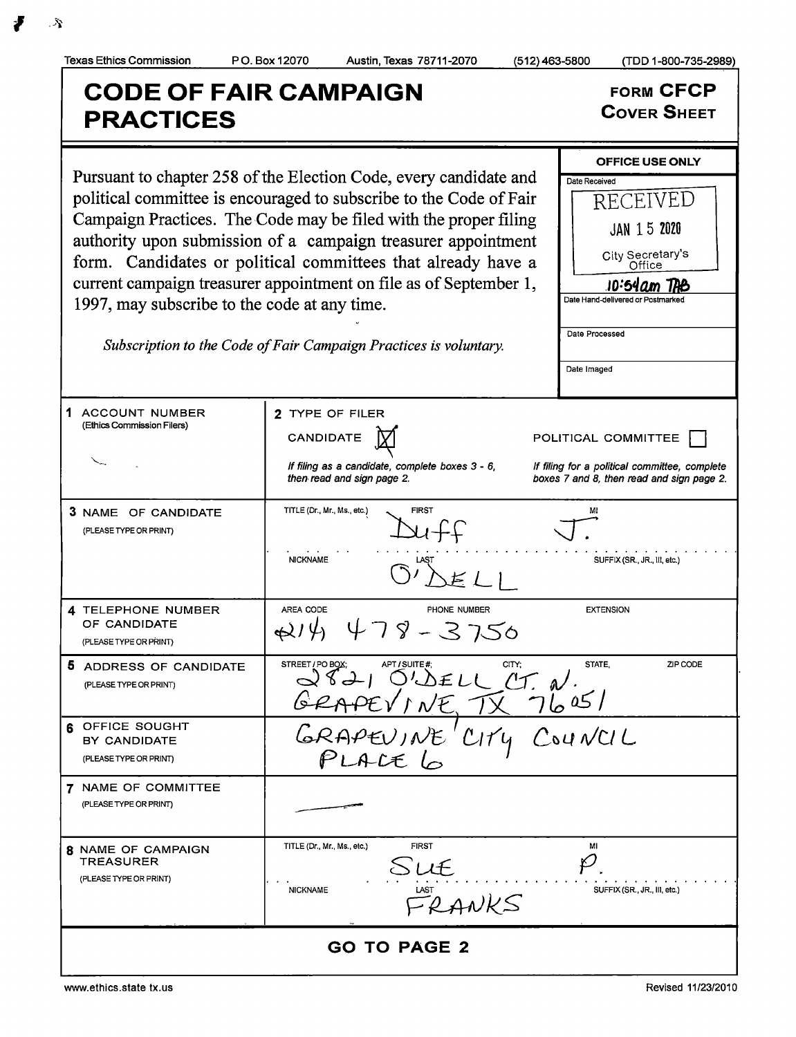Texas Ethics Commission    P.O. Box 12070    Austin, Texas 78711-2070    (512) 463-5800    (TDD 1-800-735-2989)

# CODE OF FAIR CAMPAIGN PRACTICES

**FORM CFCP**
**COVER SHEET**

Pursuant to chapter 258 of the Election Code, every candidate and political committee is encouraged to subscribe to the Code of Fair Campaign Practices. The Code may be filed with the proper filing authority upon submission of a campaign treasurer appointment form. Candidates or political committees that already have a current campaign treasurer appointment on file as of September 1, 1997, may subscribe to the code at any time.

*Subscription to the Code of Fair Campaign Practices is voluntary.*

| OFFICE USE ONLY |
|---|
| Date Received: RECEIVED JAN 15 2020 City Secretary's Office 10:54am TAB |
| Date Hand-delivered or Postmarked |
| Date Processed |
| Date Imaged |

| | |
|---|---|
| **1 ACCOUNT NUMBER** (Ethics Commission Filers) | |
| **2 TYPE OF FILER** | CANDIDATE [X] — *If filing as a candidate, complete boxes 3 - 6, then read and sign page 2.* POLITICAL COMMITTEE [ ] — *If filing for a political committee, complete boxes 7 and 8, then read and sign page 2.* |
| **3 NAME OF CANDIDATE** (PLEASE TYPE OR PRINT) | TITLE (Dr., Mr., Ms., etc.): FIRST: Duff MI: J. NICKNAME: LAST: O'DELL SUFFIX (SR., JR., III, etc.): |
| **4 TELEPHONE NUMBER OF CANDIDATE** (PLEASE TYPE OR PRINT) | AREA CODE: (214) PHONE NUMBER: 478-3750 EXTENSION: |
| **5 ADDRESS OF CANDIDATE** (PLEASE TYPE OR PRINT) | STREET / PO BOX; APT / SUITE #; CITY; STATE; ZIP CODE: 2821 O'DELL CT. N. GRAPEVINE, TX 76051 |
| **6 OFFICE SOUGHT BY CANDIDATE** (PLEASE TYPE OR PRINT) | GRAPEVINE CITY COUNCIL PLACE 6 |
| **7 NAME OF COMMITTEE** (PLEASE TYPE OR PRINT) | — |
| **8 NAME OF CAMPAIGN TREASURER** (PLEASE TYPE OR PRINT) | TITLE (Dr., Mr., Ms., etc.): FIRST: SUE MI: P. NICKNAME: LAST: FRANKS SUFFIX (SR., JR., III, etc.): |

**GO TO PAGE 2**

www.ethics.state.tx.us    Revised 11/23/2010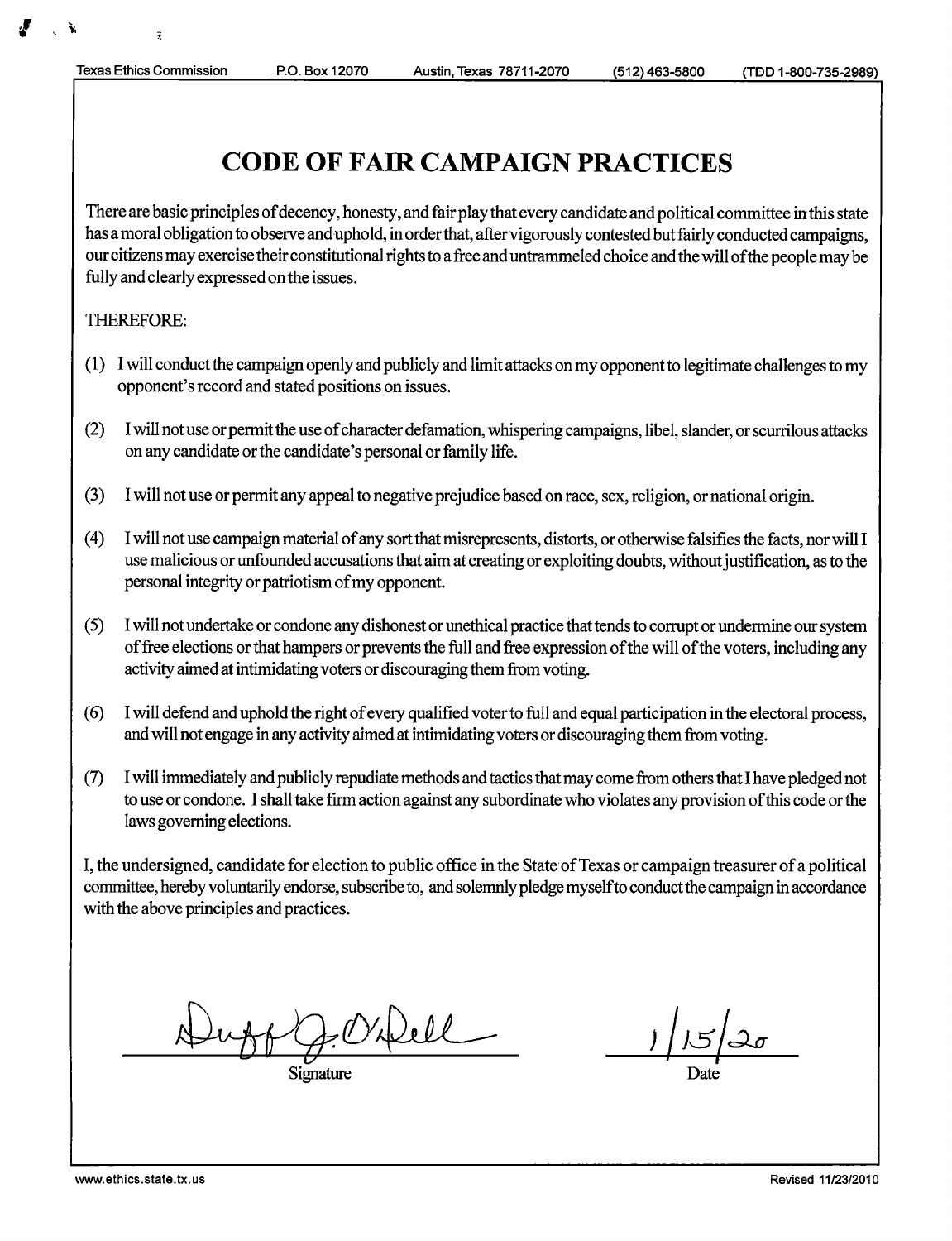Texas Ethics Commission P.O. Box 12070 Austin, Texas 78711-2070 (512) 463-5800 (TDD 1-800-735-2989)

# CODE OF FAIR CAMPAIGN PRACTICES

There are basic principles of decency, honesty, and fair play that every candidate and political committee in this state has a moral obligation to observe and uphold, in order that, after vigorously contested but fairly conducted campaigns, our citizens may exercise their constitutional rights to a free and untrammeled choice and the will of the people may be fully and clearly expressed on the issues.

THEREFORE:

(1) I will conduct the campaign openly and publicly and limit attacks on my opponent to legitimate challenges to my opponent's record and stated positions on issues.

(2) I will not use or permit the use of character defamation, whispering campaigns, libel, slander, or scurrilous attacks on any candidate or the candidate's personal or family life.

(3) I will not use or permit any appeal to negative prejudice based on race, sex, religion, or national origin.

(4) I will not use campaign material of any sort that misrepresents, distorts, or otherwise falsifies the facts, nor will I use malicious or unfounded accusations that aim at creating or exploiting doubts, without justification, as to the personal integrity or patriotism of my opponent.

(5) I will not undertake or condone any dishonest or unethical practice that tends to corrupt or undermine our system of free elections or that hampers or prevents the full and free expression of the will of the voters, including any activity aimed at intimidating voters or discouraging them from voting.

(6) I will defend and uphold the right of every qualified voter to full and equal participation in the electoral process, and will not engage in any activity aimed at intimidating voters or discouraging them from voting.

(7) I will immediately and publicly repudiate methods and tactics that may come from others that I have pledged not to use or condone. I shall take firm action against any subordinate who violates any provision of this code or the laws governing elections.

I, the undersigned, candidate for election to public office in the State of Texas or campaign treasurer of a political committee, hereby voluntarily endorse, subscribe to, and solemnly pledge myself to conduct the campaign in accordance with the above principles and practices.

Duff J. O'Dell

Signature

1/15/20

Date

www.ethics.state.tx.us Revised 11/23/2010